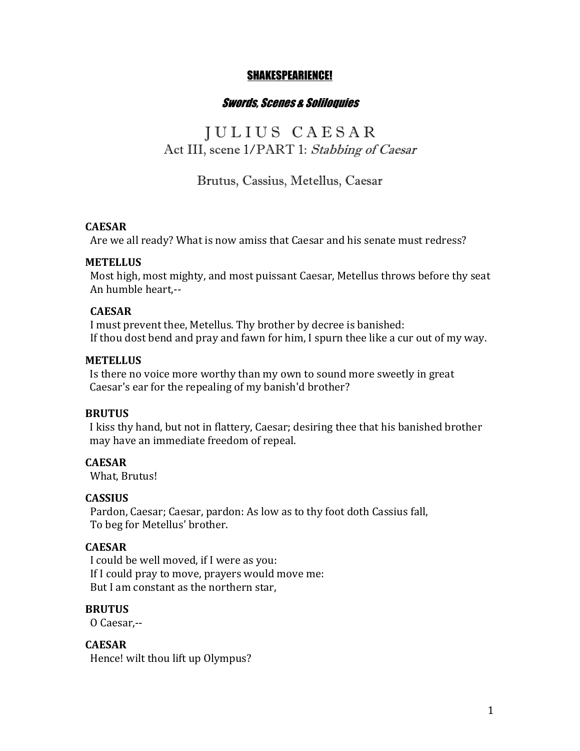# SHAKESPEARIENCE!

## *Swords, Scenes & Soliloquies*

# JULIUS CAESAR

## Act III, scene 1/PART 1: *Stabbing of Caesar*

### Brutus, Cassius, Metellus, Caesar

**CAESAR**
Are we all ready? What is now amiss that Caesar and his senate must redress?

**METELLUS**
Most high, most mighty, and most puissant Caesar, Metellus throws before thy seat
An humble heart,--

**CAESAR**
I must prevent thee, Metellus. Thy brother by decree is banished:
If thou dost bend and pray and fawn for him, I spurn thee like a cur out of my way.

**METELLUS**
Is there no voice more worthy than my own to sound more sweetly in great
Caesar's ear for the repealing of my banish'd brother?

**BRUTUS**
I kiss thy hand, but not in flattery, Caesar; desiring thee that his banished brother
may have an immediate freedom of repeal.

**CAESAR**
What, Brutus!

**CASSIUS**
Pardon, Caesar; Caesar, pardon: As low as to thy foot doth Cassius fall,
To beg for Metellus' brother.

**CAESAR**
I could be well moved, if I were as you:
If I could pray to move, prayers would move me:
But I am constant as the northern star,

**BRUTUS**
O Caesar,--

**CAESAR**
Hence! wilt thou lift up Olympus?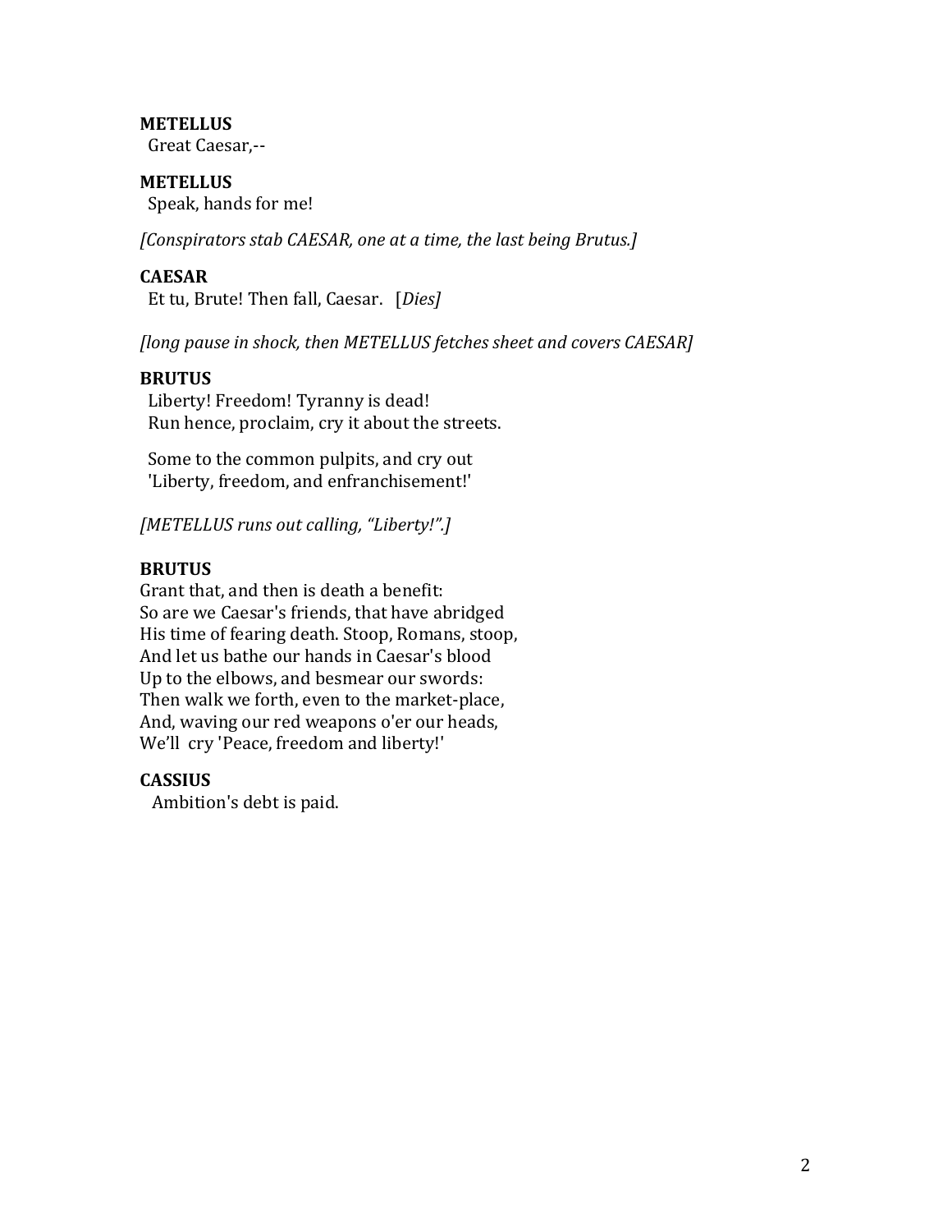**METELLUS**
Great Caesar,--

**METELLUS**
Speak, hands for me!

*[Conspirators stab CAESAR, one at a time, the last being Brutus.]*

**CAESAR**
Et tu, Brute! Then fall, Caesar. [*Dies]*

*[long pause in shock, then METELLUS fetches sheet and covers CAESAR]*

**BRUTUS**
Liberty! Freedom! Tyranny is dead!
Run hence, proclaim, cry it about the streets.

Some to the common pulpits, and cry out
'Liberty, freedom, and enfranchisement!'

*[METELLUS runs out calling, "Liberty!".]*

**BRUTUS**
Grant that, and then is death a benefit:
So are we Caesar's friends, that have abridged
His time of fearing death. Stoop, Romans, stoop,
And let us bathe our hands in Caesar's blood
Up to the elbows, and besmear our swords:
Then walk we forth, even to the market-place,
And, waving our red weapons o'er our heads,
We'll cry 'Peace, freedom and liberty!'

**CASSIUS**
Ambition's debt is paid.